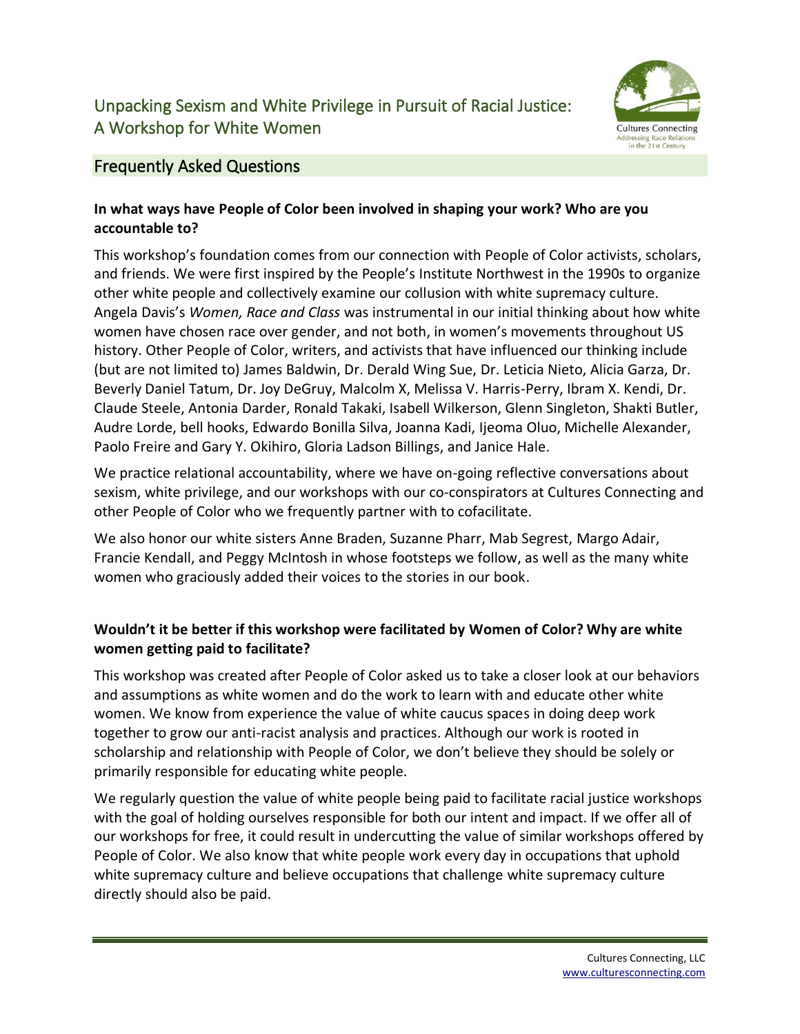# Unpacking Sexism and White Privilege in Pursuit of Racial Justice: A Workshop for White Women

Cultures Connecting
Addressing Race Relations in the 21st Century

## Frequently Asked Questions

**In what ways have People of Color been involved in shaping your work? Who are you accountable to?**

This workshop's foundation comes from our connection with People of Color activists, scholars, and friends. We were first inspired by the People's Institute Northwest in the 1990s to organize other white people and collectively examine our collusion with white supremacy culture. Angela Davis's *Women, Race and Class* was instrumental in our initial thinking about how white women have chosen race over gender, and not both, in women's movements throughout US history. Other People of Color, writers, and activists that have influenced our thinking include (but are not limited to) James Baldwin, Dr. Derald Wing Sue, Dr. Leticia Nieto, Alicia Garza, Dr. Beverly Daniel Tatum, Dr. Joy DeGruy, Malcolm X, Melissa V. Harris-Perry, Ibram X. Kendi, Dr. Claude Steele, Antonia Darder, Ronald Takaki, Isabell Wilkerson, Glenn Singleton, Shakti Butler, Audre Lorde, bell hooks, Edwardo Bonilla Silva, Joanna Kadi, Ijeoma Oluo, Michelle Alexander, Paolo Freire and Gary Y. Okihiro, Gloria Ladson Billings, and Janice Hale.

We practice relational accountability, where we have on-going reflective conversations about sexism, white privilege, and our workshops with our co-conspirators at Cultures Connecting and other People of Color who we frequently partner with to cofacilitate.

We also honor our white sisters Anne Braden, Suzanne Pharr, Mab Segrest, Margo Adair, Francie Kendall, and Peggy McIntosh in whose footsteps we follow, as well as the many white women who graciously added their voices to the stories in our book.

**Wouldn't it be better if this workshop were facilitated by Women of Color? Why are white women getting paid to facilitate?**

This workshop was created after People of Color asked us to take a closer look at our behaviors and assumptions as white women and do the work to learn with and educate other white women. We know from experience the value of white caucus spaces in doing deep work together to grow our anti-racist analysis and practices. Although our work is rooted in scholarship and relationship with People of Color, we don't believe they should be solely or primarily responsible for educating white people.

We regularly question the value of white people being paid to facilitate racial justice workshops with the goal of holding ourselves responsible for both our intent and impact. If we offer all of our workshops for free, it could result in undercutting the value of similar workshops offered by People of Color. We also know that white people work every day in occupations that uphold white supremacy culture and believe occupations that challenge white supremacy culture directly should also be paid.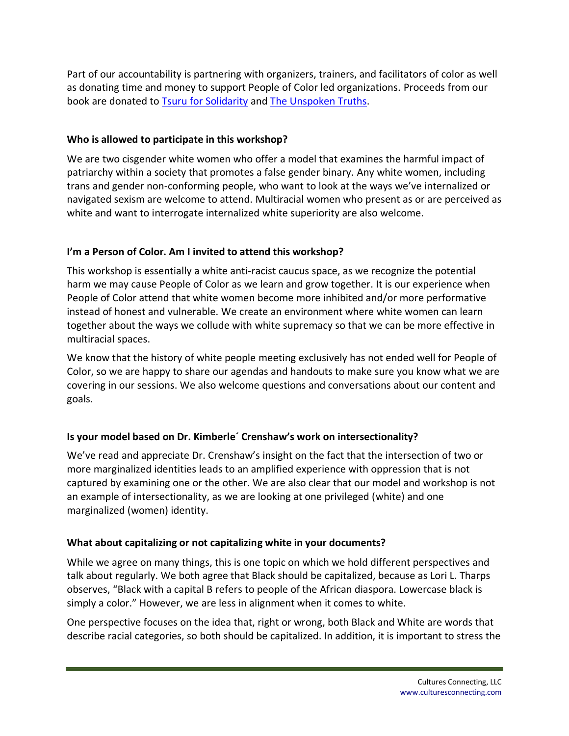Part of our accountability is partnering with organizers, trainers, and facilitators of color as well as donating time and money to support People of Color led organizations. Proceeds from our book are donated to [Tsuru for Solidarity](#) and [The Unspoken Truths](#).

### Who is allowed to participate in this workshop?

We are two cisgender white women who offer a model that examines the harmful impact of patriarchy within a society that promotes a false gender binary. Any white women, including trans and gender non-conforming people, who want to look at the ways we've internalized or navigated sexism are welcome to attend. Multiracial women who present as or are perceived as white and want to interrogate internalized white superiority are also welcome.

### I'm a Person of Color. Am I invited to attend this workshop?

This workshop is essentially a white anti-racist caucus space, as we recognize the potential harm we may cause People of Color as we learn and grow together. It is our experience when People of Color attend that white women become more inhibited and/or more performative instead of honest and vulnerable. We create an environment where white women can learn together about the ways we collude with white supremacy so that we can be more effective in multiracial spaces.

We know that the history of white people meeting exclusively has not ended well for People of Color, so we are happy to share our agendas and handouts to make sure you know what we are covering in our sessions. We also welcome questions and conversations about our content and goals.

### Is your model based on Dr. Kimberle´ Crenshaw's work on intersectionality?

We've read and appreciate Dr. Crenshaw's insight on the fact that the intersection of two or more marginalized identities leads to an amplified experience with oppression that is not captured by examining one or the other. We are also clear that our model and workshop is not an example of intersectionality, as we are looking at one privileged (white) and one marginalized (women) identity.

### What about capitalizing or not capitalizing white in your documents?

While we agree on many things, this is one topic on which we hold different perspectives and talk about regularly. We both agree that Black should be capitalized, because as Lori L. Tharps observes, "Black with a capital B refers to people of the African diaspora. Lowercase black is simply a color." However, we are less in alignment when it comes to white.

One perspective focuses on the idea that, right or wrong, both Black and White are words that describe racial categories, so both should be capitalized. In addition, it is important to stress the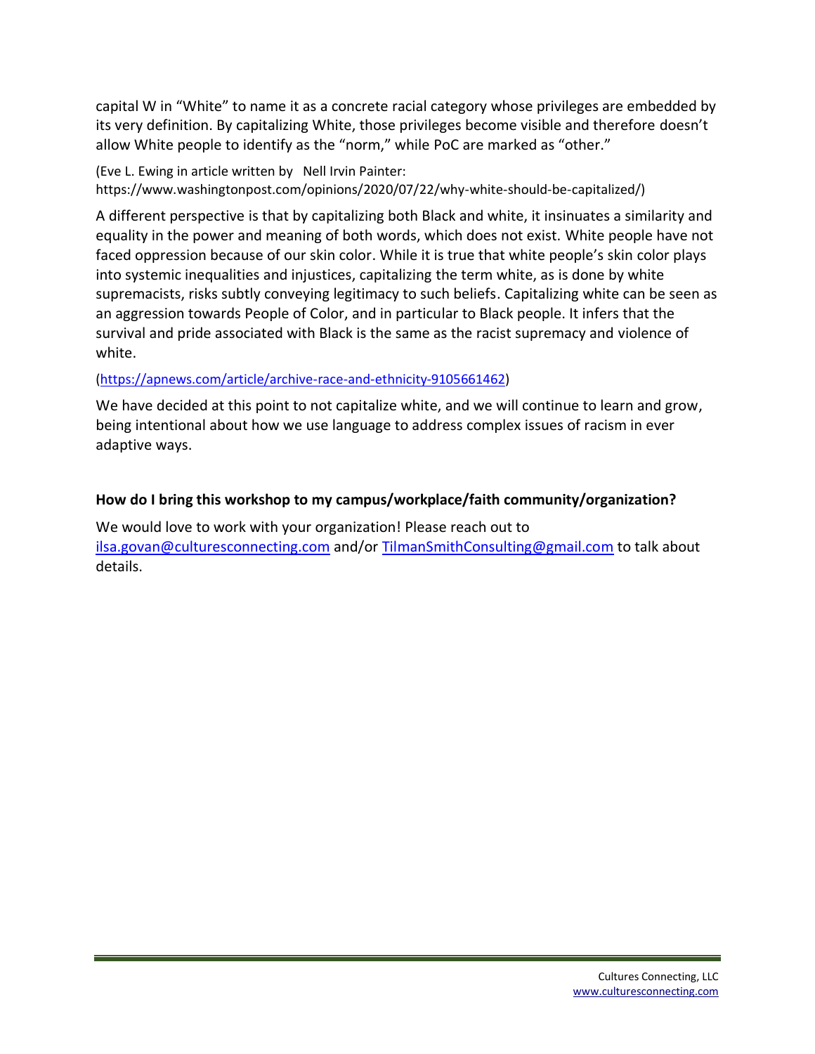capital W in "White" to name it as a concrete racial category whose privileges are embedded by its very definition. By capitalizing White, those privileges become visible and therefore doesn't allow White people to identify as the "norm," while PoC are marked as "other."

(Eve L. Ewing in article written by Nell Irvin Painter: https://www.washingtonpost.com/opinions/2020/07/22/why-white-should-be-capitalized/)

A different perspective is that by capitalizing both Black and white, it insinuates a similarity and equality in the power and meaning of both words, which does not exist. White people have not faced oppression because of our skin color. While it is true that white people's skin color plays into systemic inequalities and injustices, capitalizing the term white, as is done by white supremacists, risks subtly conveying legitimacy to such beliefs. Capitalizing white can be seen as an aggression towards People of Color, and in particular to Black people. It infers that the survival and pride associated with Black is the same as the racist supremacy and violence of white.

(https://apnews.com/article/archive-race-and-ethnicity-9105661462)

We have decided at this point to not capitalize white, and we will continue to learn and grow, being intentional about how we use language to address complex issues of racism in ever adaptive ways.

**How do I bring this workshop to my campus/workplace/faith community/organization?**

We would love to work with your organization! Please reach out to ilsa.govan@culturesconnecting.com and/or TilmanSmithConsulting@gmail.com to talk about details.